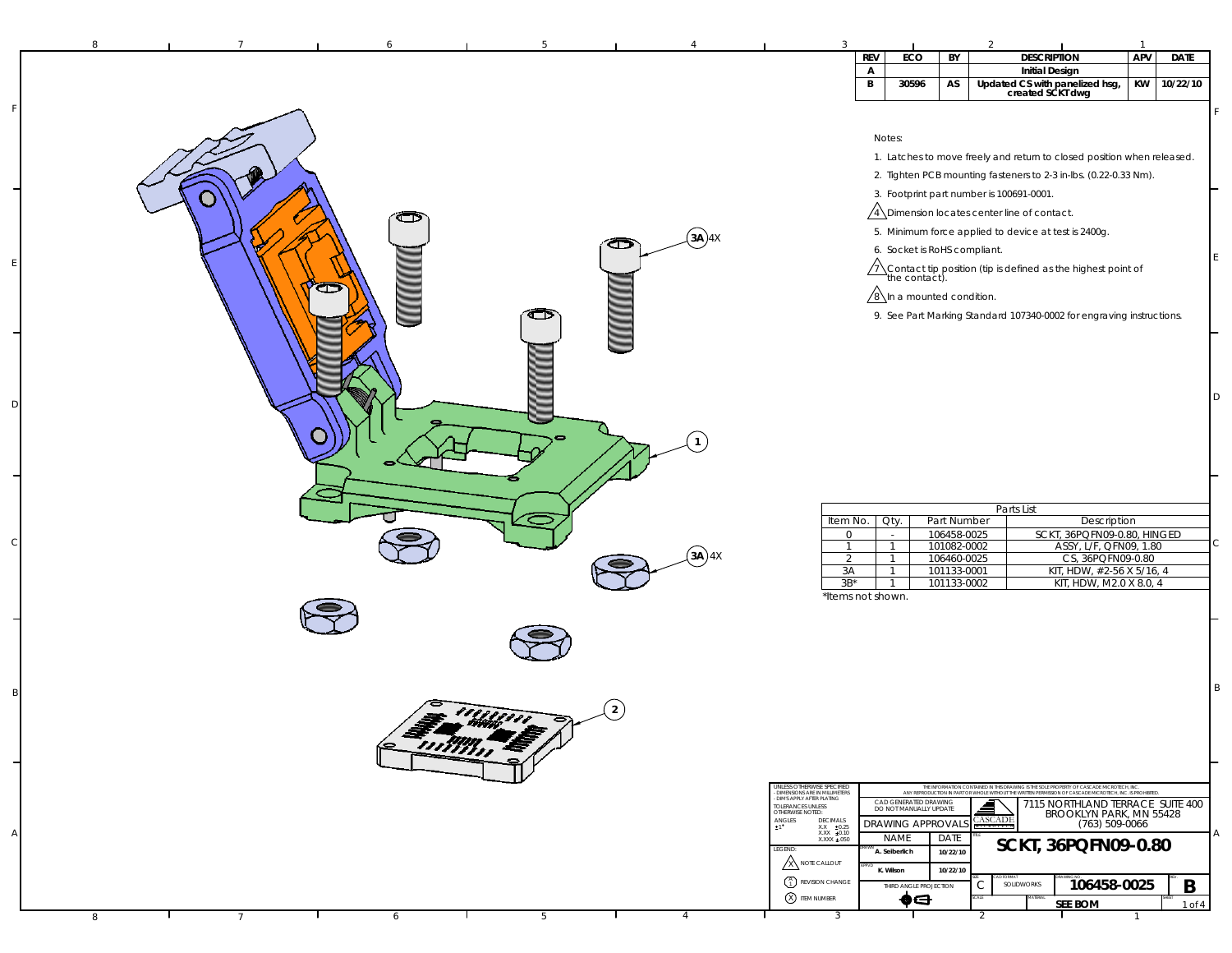| REV | ECO | BY | DESCRIPTION | APV | DATE |
|---|---|---|---|---|---|
| A | | | Initial Design | | |
| B | 30596 | AS | Updated CS with panelized hsg, created SCKT dwg | KW | 10/22/10 |

Notes:

1. Latches to move freely and return to closed position when released.
2. Tighten PCB mounting fasteners to 2-3 in-lbs. (0.22-0.33 Nm).
3. Footprint part number is 100691-0001.
4. Dimension locates center line of contact.
5. Minimum force applied to device at test is 2400g.
6. Socket is RoHS compliant.
7. Contact tip position (tip is defined as the highest point of the contact).
8. In a mounted condition.
9. See Part Marking Standard 107340-0002 for engraving instructions.

3A 4X

1

3A 4X

2

Parts List

| Item No. | Qty. | Part Number | Description |
|---|---|---|---|
| 0 | - | 106458-0025 | SCKT, 36PQFN09-0.80, HINGED |
| 1 | 1 | 101082-0002 | ASSY, L/F, QFN09, 1.80 |
| 2 | 1 | 106460-0025 | CS, 36PQFN09-0.80 |
| 3A | 1 | 101133-0001 | KIT, HDW, #2-56 X 5/16, 4 |
| 3B* | 1 | 101133-0002 | KIT, HDW, M2.0 X 8.0, 4 |

*Items not shown.

UNLESS OTHERWISE SPECIFIED
- DIMENSIONS ARE IN MILLIMETERS
- DIM'S APPLY AFTER PLATING
TOLERANCES UNLESS OTHERWISE NOTED:
ANGLES ±1°
DECIMALS X.X ±0.25, X.XX ±0.10, X.XXX ±.050

LEGEND: NOTE CALLOUT; REVISION CHANGE; ITEM NUMBER

THE INFORMATION CONTAINED IN THIS DRAWING IS THE SOLE PROPERTY OF CASCADE MICROTECH, INC. ANY REPRODUCTION IN PART OR WHOLE WITHOUT THE WRITTEN PERMISSION OF CASCADE MICROTECH, INC. IS PROHIBITED.

CAD GENERATED DRAWING DO NOT MANUALLY UPDATE

DRAWING APPROVALS

| | NAME | DATE |
|---|---|---|
| DRAWN | A. Seiberlich | 10/22/10 |
| APPVD | K. Wilson | 10/22/10 |

THIRD ANGLE PROJECTION

CASCADE MICROTECH

7115 NORTHLAND TERRACE SUITE 400
BROOKLYN PARK, MN 55428
(763) 509-0066

TITLE: **SCKT, 36PQFN09-0.80**

SIZE: C | CAD FORMAT: SOLIDWORKS | DRAWING NO: **106458-0025** | REV: **B**

MATERIAL: **SEE BOM**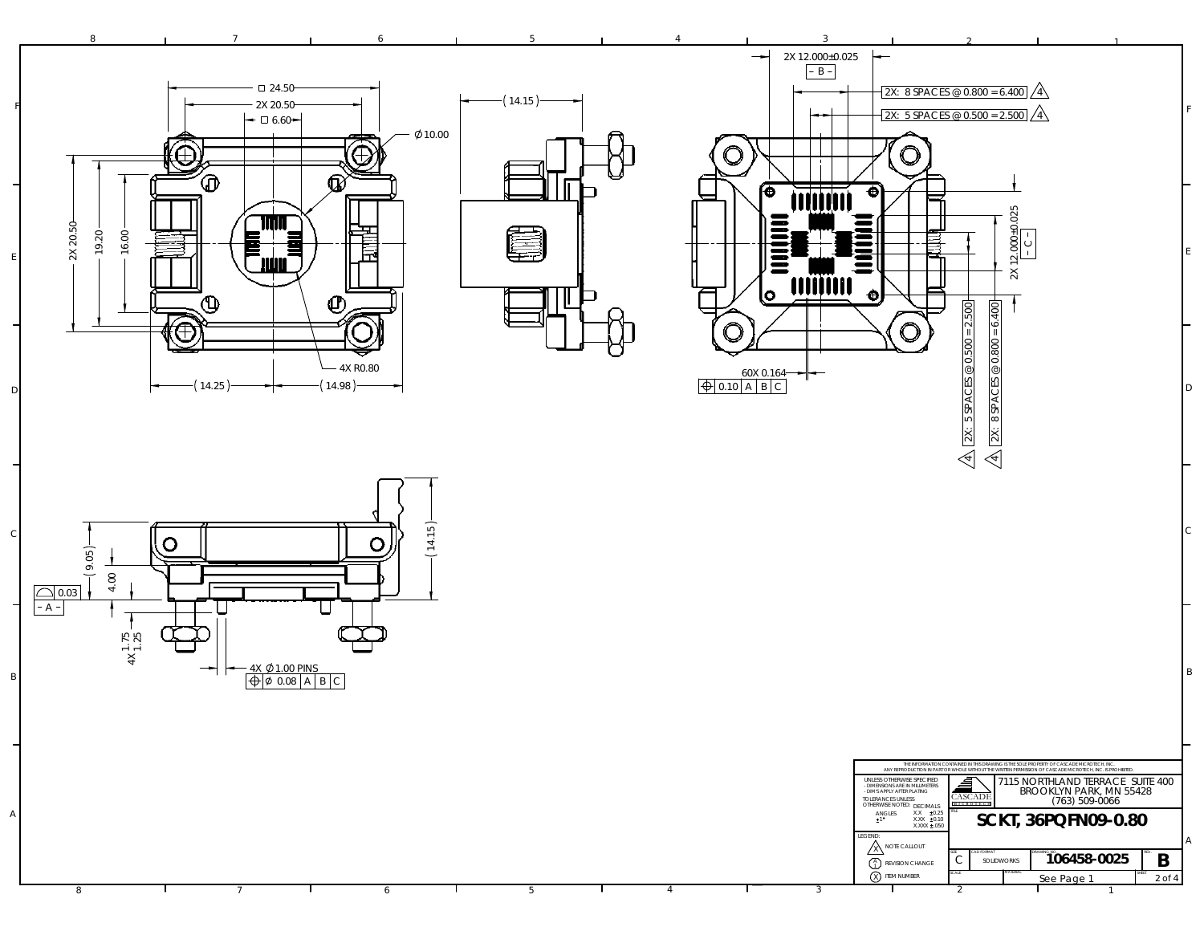□ 24.50

2X 20.50

□ 6.60

Ø10.00

2X 20.50

19.20

16.00

4X R0.80

(14.25)

(14.98)

(14.15)

2X 12.000±0.025

– B –

2X: 8 SPACES @ 0.800 = 6.400 ⟨4⟩

2X: 5 SPACES @ 0.500 = 2.500 ⟨4⟩

2X 12.000±0.025

– C –

60X 0.164

| ⌖ | 0.10 | A | B | C |
|---|---|---|---|---|

2X: 5 SPACES @ 0.500 = 2.500 ⟨4⟩

2X: 8 SPACES @ 0.800 = 6.400 ⟨4⟩

(9.05)

4.00

(14.15)

| ⌓ | 0.03 |
|---|---|

– A –

4X 1.75 1.25

4X Ø1.00 PINS

| ⌖ | Ø 0.08 | A | B | C |
|---|---|---|---|---|

THE INFORMATION CONTAINED IN THIS DRAWING IS THE SOLE PROPERTY OF CASCADE MICROTECH, INC. ANY REPRODUCTION IN PART OR WHOLE WITHOUT THE WRITTEN PERMISSION OF CASCADE MICROTECH, INC. IS PROHIBITED.

UNLESS OTHERWISE SPECIFIED
- DIMENSIONS ARE IN MILLIMETERS
- DIM'S APPLY AFTER PLATING

TOLERANCES UNLESS OTHERWISE NOTED:

| ANGLES | DECIMALS | |
|---|---|---|
| ±1° | X.X | ±0.25 |
| | X.XX | ±0.10 |
| | X.XXX | ±.050 |

LEGEND:
- ⟨X⟩ NOTE CALLOUT
- (X) REVISION CHANGE
- (X) ITEM NUMBER

CASCADE MICROTECH

7115 NORTHLAND TERRACE SUITE 400
BROOKLYN PARK, MN 55428
(763) 509-0066

TITLE: **SCKT, 36PQFN09-0.80**

| SIZE | CAD FORMAT | DRAWING NO. | REV. |
|---|---|---|---|
| C | SOLIDWORKS | 106458-0025 | B |

| SCALE | MATERIAL | SHEET |
|---|---|---|
| | See Page 1 | 2 of 4 |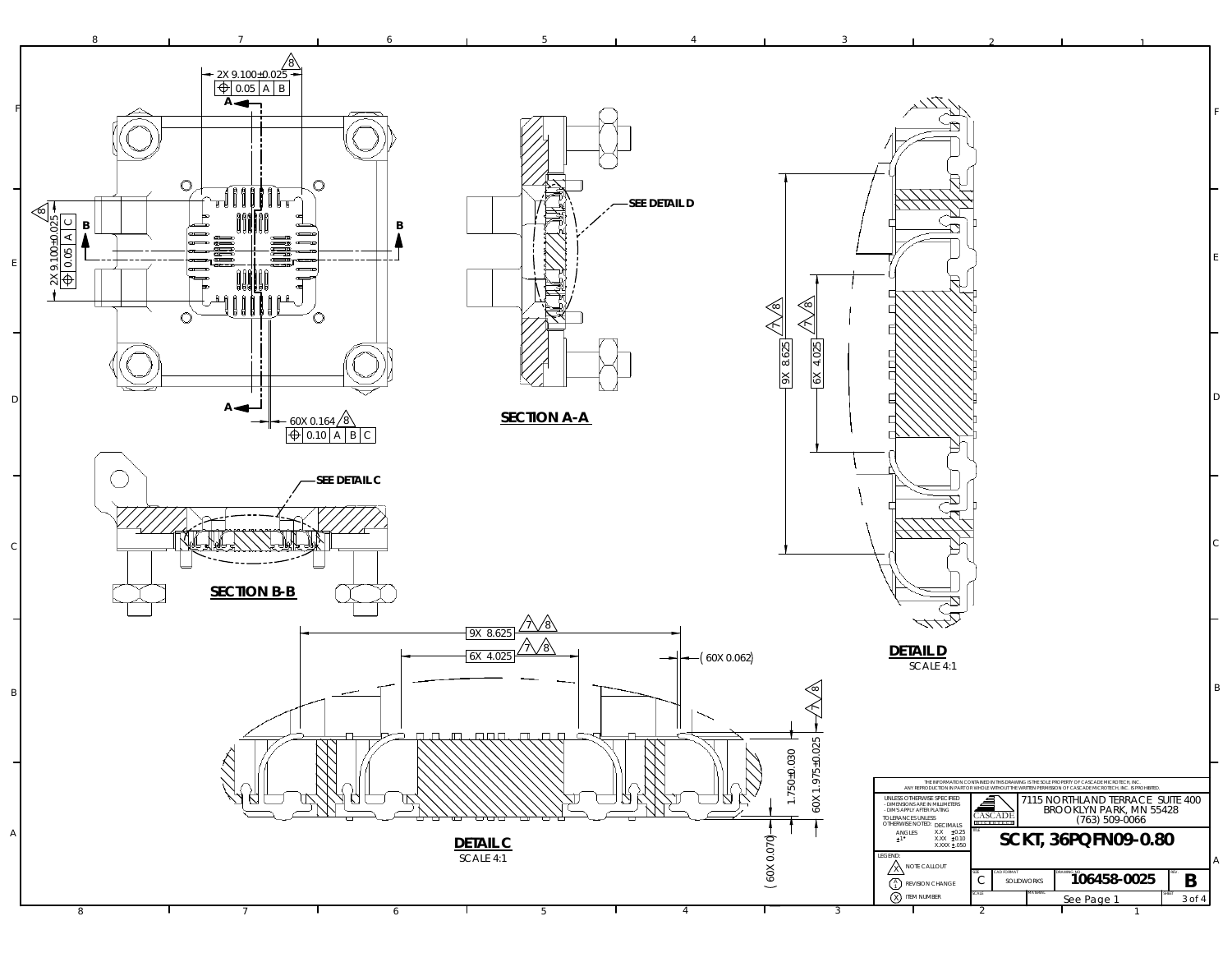2X 9.100±0.025 ⟨8⟩

⌖ 0.05 | A | B

2X 9.100±0.025 ⟨8⟩

⌖ 0.05 | A | C

60X 0.164 ⟨8⟩

⌖ 0.10 | A | B | C

SEE DETAIL D

## SECTION A-A

SEE DETAIL C

## SECTION B-B

9X 8.625 ⟨7⟩ ⟨8⟩

6X 4.025 ⟨7⟩ ⟨8⟩

## DETAIL D

SCALE 4:1

9X 8.625 ⟨7⟩ ⟨8⟩

6X 4.025 ⟨7⟩ ⟨8⟩

(60X 0.062)

1.750±0.030

60X 1.975±0.025 ⟨7⟩ ⟨8⟩

(60X 0.070)

## DETAIL C

SCALE 4:1

THE INFORMATION CONTAINED IN THIS DRAWING IS THE SOLE PROPERTY OF CASCADE MICROTECH, INC. ANY REPRODUCTION IN PART OR WHOLE WITHOUT THE WRITTEN PERMISSION OF CASCADE MICROTECH, INC. IS PROHIBITED.

UNLESS OTHERWISE SPECIFIED
- DIMENSIONS ARE IN MILLIMETERS
- DIM'S APPLY AFTER PLATING

TOLERANCES UNLESS OTHERWISE NOTED:

| ANGLES | DECIMALS | |
|---|---|---|
| ±1° | X.X | ±0.25 |
| | X.XX | ±0.10 |
| | X.XXX | ±.050 |

LEGEND:
- (X) NOTE CALLOUT
- (X) REVISION CHANGE
- (X) ITEM NUMBER

CASCADE MICROTECH

7115 NORTHLAND TERRACE SUITE 400
BROOKLYN PARK, MN 55428
(763) 509-0066

TITLE: SCKT, 36PQFN09-0.80

| SIZE | CAD FORMAT | DRAWING NO. | REV. |
|---|---|---|---|
| C | SOLIDWORKS | 106458-0025 | B |

| SCALE | MATERIAL | SHEET |
|---|---|---|
| | See Page 1 | 3 of 4 |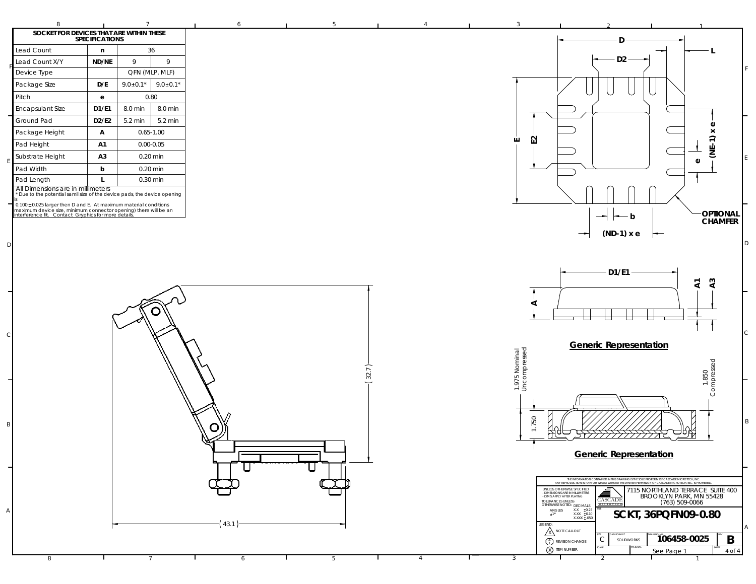| SOCKET FOR DEVICES THAT ARE WITHIN THESE SPECIFICATIONS | | | |
|---|---|---|---|
| Lead Count | n | 36 | |
| Lead Count X/Y | ND/NE | 9 | 9 |
| Device Type | | QFN (MLP, MLF) | |
| Package Size | D/E | 9.0±0.1* | 9.0±0.1* |
| Pitch | e | 0.80 | |
| Encapsulant Size | D1/E1 | 8.0 min | 8.0 min |
| Ground Pad | D2/E2 | 5.2 min | 5.2 min |
| Package Height | A | 0.65-1.00 | |
| Pad Height | A1 | 0.00-0.05 | |
| Substrate Height | A3 | 0.20 min | |
| Pad Width | b | 0.20 min | |
| Pad Length | L | 0.30 min | |

All Dimensions are in millimeters
* Due to the potential samll size of the device pads, the device opening is 0.100 ± 0.025 larger then D and E. At maximum material conditions maximum device size, minimum connector opening) there will be an interference fit. Contact Gryphics for more details.

(32.7)

(43.1)

D
D2
L
E
E2
(NE-1) x e
e
b
(ND-1) x e
OPTIONAL CHAMFER

D1/E1
A
A1
A3

**Generic Representation**

1.975 Nominal Uncompressed
1.750
1.850 Compressed

**Generic Representation**

THE INFORMATION CONTAINED IN THIS DRAWING IS THE SOLE PROPERTY OF CASCADE MICROTECH, INC. ANY REPRODUCTION IN PART OR WHOLE WITHOUT THE WRITTEN PERMISSION OF CASCADE MICROTECH, INC. IS PROHIBITED.

UNLESS OTHERWISE SPECIFIED
- DIMENSIONS ARE IN MILLIMETERS
- DIM'S APPLY AFTER PLATING
TOLERANCES UNLESS OTHERWISE NOTED: ANGLES ±1° DECIMALS X.X ±0.25 X.XX ±0.10 X.XXX ±.050

LEGEND:
NOTE CALLOUT
REVISION CHANGE
ITEM NUMBER

CASCADE MICROTECH
7115 NORTHLAND TERRACE SUITE 400
BROOKLYN PARK, MN 55428
(763) 509-0066

TITLE: **SCKT, 36PQFN09-0.80**

SIZE: C | CAD FORMAT: SOLIDWORKS | DRAWING NO: **106458-0025** | REV: **B**

SCALE | MATERIAL: See Page 1 | SHEET: 4 of 4